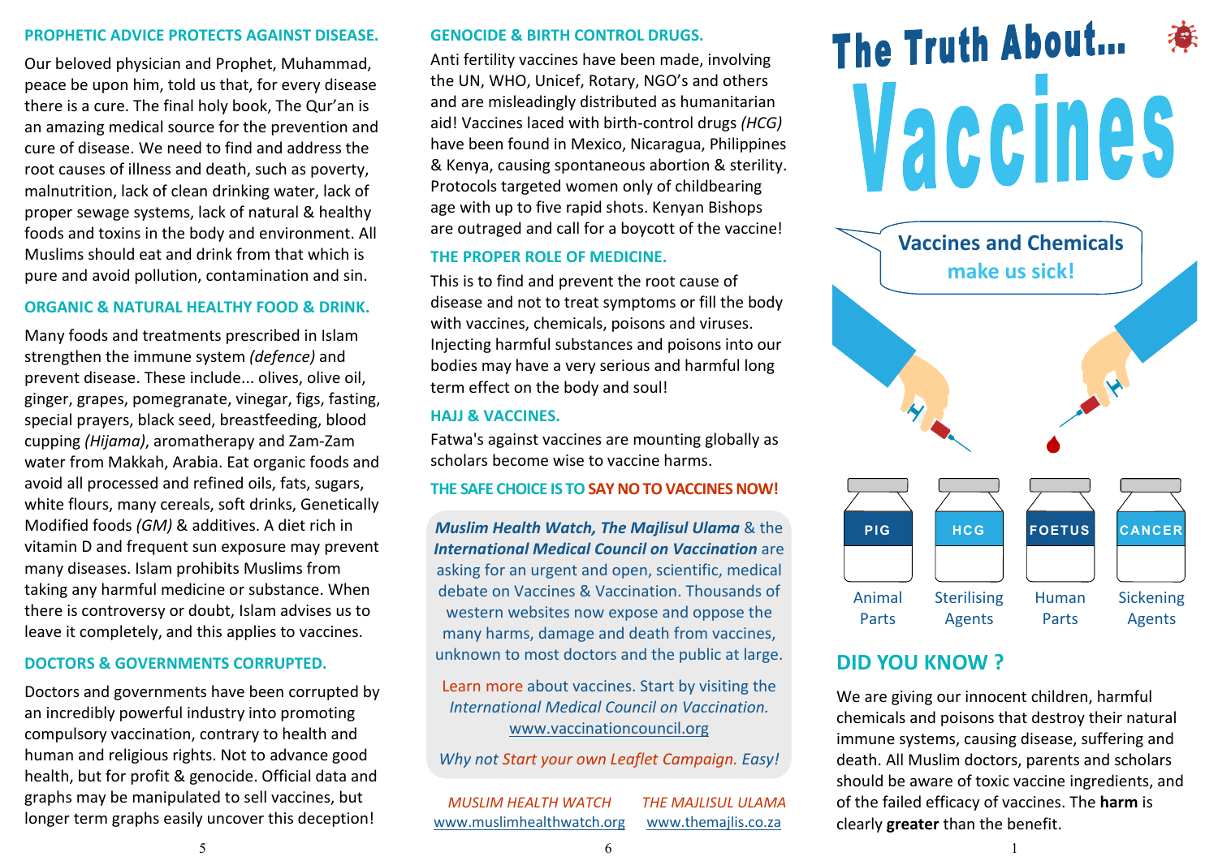## PROPHETIC ADVICE PROTECTS AGAINST DISEASE.

Our beloved physician and Prophet, Muhammad, peace be upon him, told us that, for every disease there is a cure. The final holy book, The Qur'an is an amazing medical source for the prevention and cure of disease. We need to find and address the root causes of illness and death, such as poverty, malnutrition, lack of clean drinking water, lack of proper sewage systems, lack of natural & healthy foods and toxins in the body and environment. All Muslims should eat and drink from that which is pure and avoid pollution, contamination and sin.

## ORGANIC & NATURAL HEALTHY FOOD & DRINK.

Many foods and treatments prescribed in Islam strengthen the immune system *(defence)* and prevent disease. These include... olives, olive oil, ginger, grapes, pomegranate, vinegar, figs, fasting, special prayers, black seed, breastfeeding, blood cupping *(Hijama)*, aromatherapy and Zam-Zam water from Makkah, Arabia. Eat organic foods and avoid all processed and refined oils, fats, sugars, white flours, many cereals, soft drinks, Genetically Modified foods *(GM)* & additives. A diet rich in vitamin D and frequent sun exposure may prevent many diseases. Islam prohibits Muslims from taking any harmful medicine or substance. When there is controversy or doubt, Islam advises us to leave it completely, and this applies to vaccines.

## DOCTORS & GOVERNMENTS CORRUPTED.

Doctors and governments have been corrupted by an incredibly powerful industry into promoting compulsory vaccination, contrary to health and human and religious rights. Not to advance good health, but for profit & genocide. Official data and graphs may be manipulated to sell vaccines, but longer term graphs easily uncover this deception!

## GENOCIDE & BIRTH CONTROL DRUGS.

Anti fertility vaccines have been made, involving the UN, WHO, Unicef, Rotary, NGO's and others and are misleadingly distributed as humanitarian aid! Vaccines laced with birth-control drugs *(HCG)* have been found in Mexico, Nicaragua, Philippines & Kenya, causing spontaneous abortion & sterility. Protocols targeted women only of childbearing age with up to five rapid shots. Kenyan Bishops are outraged and call for a boycott of the vaccine!

## THE PROPER ROLE OF MEDICINE.

This is to find and prevent the root cause of disease and not to treat symptoms or fill the body with vaccines, chemicals, poisons and viruses. Injecting harmful substances and poisons into our bodies may have a very serious and harmful long term effect on the body and soul!

## HAJJ & VACCINES.

Fatwa's against vaccines are mounting globally as scholars become wise to vaccine harms.

## THE SAFE CHOICE IS TO SAY NO TO VACCINES NOW!

***Muslim Health Watch, The Majlisul Ulama*** & the ***International Medical Council on Vaccination*** are asking for an urgent and open, scientific, medical debate on Vaccines & Vaccination. Thousands of western websites now expose and oppose the many harms, damage and death from vaccines, unknown to most doctors and the public at large.

Learn more about vaccines. Start by visiting the *International Medical Council on Vaccination.* www.vaccinationcouncil.org

*Why not Start your own Leaflet Campaign. Easy!*

*MUSLIM HEALTH WATCH* www.muslimhealthwatch.org

*THE MAJLISUL ULAMA* www.themajlis.co.za

# The Truth About... Vaccines

**Vaccines and Chemicals make us sick!**

| PIG | HCG | FOETUS | CANCER |
|---|---|---|---|
| Animal Parts | Sterilising Agents | Human Parts | Sickening Agents |

## DID YOU KNOW ?

We are giving our innocent children, harmful chemicals and poisons that destroy their natural immune systems, causing disease, suffering and death. All Muslim doctors, parents and scholars should be aware of toxic vaccine ingredients, and of the failed efficacy of vaccines. The **harm** is clearly **greater** than the benefit.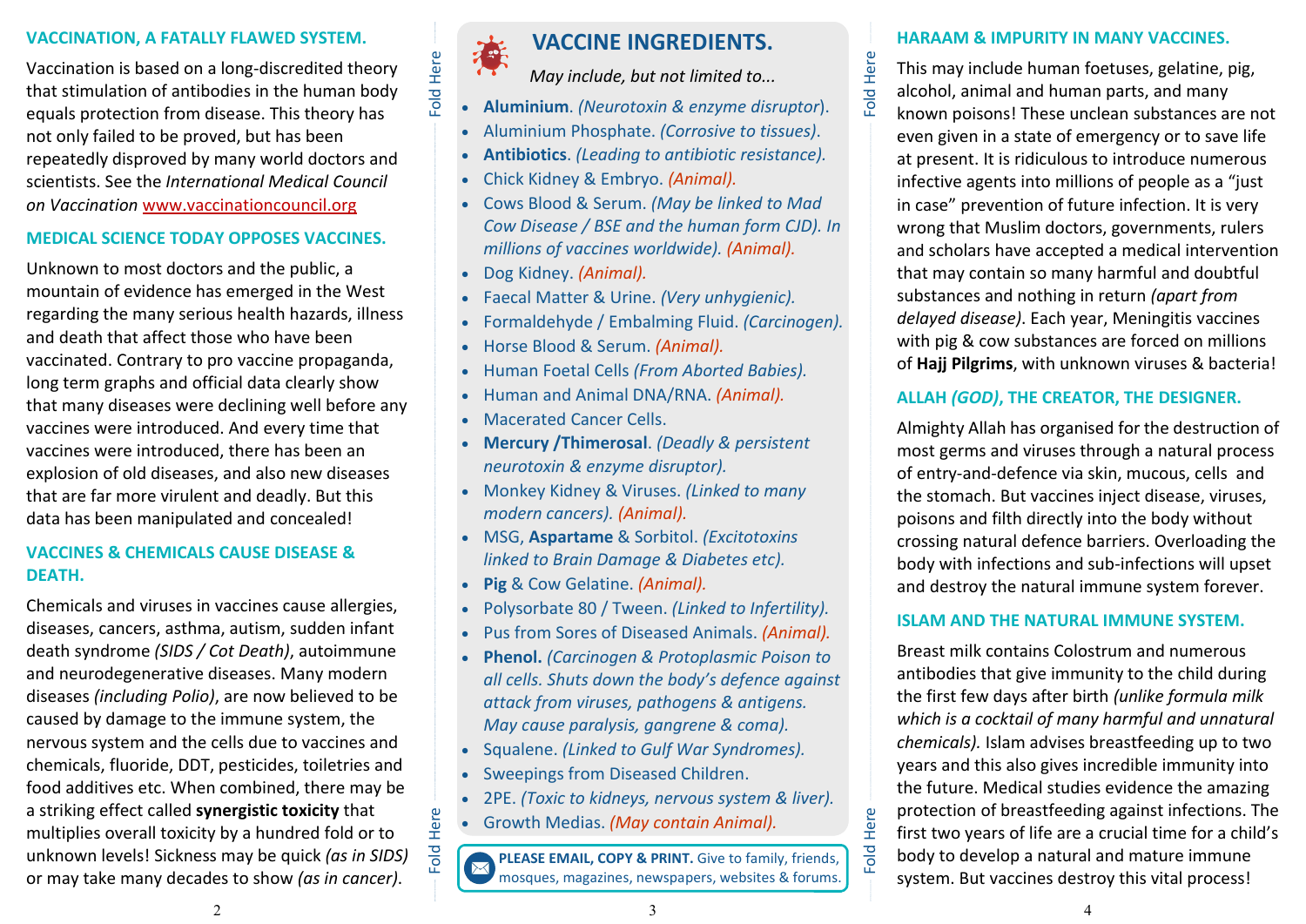## VACCINATION, A FATALLY FLAWED SYSTEM.

Vaccination is based on a long-discredited theory that stimulation of antibodies in the human body equals protection from disease. This theory has not only failed to be proved, but has been repeatedly disproved by many world doctors and scientists. See the *International Medical Council on Vaccination* www.vaccinationcouncil.org

## MEDICAL SCIENCE TODAY OPPOSES VACCINES.

Unknown to most doctors and the public, a mountain of evidence has emerged in the West regarding the many serious health hazards, illness and death that affect those who have been vaccinated. Contrary to pro vaccine propaganda, long term graphs and official data clearly show that many diseases were declining well before any vaccines were introduced. And every time that vaccines were introduced, there has been an explosion of old diseases, and also new diseases that are far more virulent and deadly. But this data has been manipulated and concealed!

## VACCINES & CHEMICALS CAUSE DISEASE & DEATH.

Chemicals and viruses in vaccines cause allergies, diseases, cancers, asthma, autism, sudden infant death syndrome *(SIDS / Cot Death)*, autoimmune and neurodegenerative diseases. Many modern diseases *(including Polio)*, are now believed to be caused by damage to the immune system, the nervous system and the cells due to vaccines and chemicals, fluoride, DDT, pesticides, toiletries and food additives etc. When combined, there may be a striking effect called **synergistic toxicity** that multiplies overall toxicity by a hundred fold or to unknown levels! Sickness may be quick *(as in SIDS)* or may take many decades to show *(as in cancer)*.

Fold Here

## VACCINE INGREDIENTS.

*May include, but not limited to...*

- **Aluminium**. *(Neurotoxin & enzyme disruptor)*.
- Aluminium Phosphate. *(Corrosive to tissues)*.
- **Antibiotics**. *(Leading to antibiotic resistance)*.
- Chick Kidney & Embryo. *(Animal)*.
- Cows Blood & Serum. *(May be linked to Mad Cow Disease / BSE and the human form CJD). In millions of vaccines worldwide). (Animal)*.
- Dog Kidney. *(Animal)*.
- Faecal Matter & Urine. *(Very unhygienic)*.
- Formaldehyde / Embalming Fluid. *(Carcinogen)*.
- Horse Blood & Serum. *(Animal)*.
- Human Foetal Cells *(From Aborted Babies)*.
- Human and Animal DNA/RNA. *(Animal)*.
- Macerated Cancer Cells.
- **Mercury /Thimerosal**. *(Deadly & persistent neurotoxin & enzyme disruptor)*.
- Monkey Kidney & Viruses. *(Linked to many modern cancers). (Animal)*.
- MSG, **Aspartame** & Sorbitol. *(Excitotoxins linked to Brain Damage & Diabetes etc)*.
- **Pig** & Cow Gelatine. *(Animal)*.
- Polysorbate 80 / Tween. *(Linked to Infertility)*.
- Pus from Sores of Diseased Animals. *(Animal)*.
- **Phenol.** *(Carcinogen & Protoplasmic Poison to all cells. Shuts down the body's defence against attack from viruses, pathogens & antigens. May cause paralysis, gangrene & coma)*.
- Squalene. *(Linked to Gulf War Syndromes)*.
- Sweepings from Diseased Children.
- 2PE. *(Toxic to kidneys, nervous system & liver)*.
- Growth Medias. *(May contain Animal)*.

**PLEASE EMAIL, COPY & PRINT.** Give to family, friends, mosques, magazines, newspapers, websites & forums.

Fold Here

## HARAAM & IMPURITY IN MANY VACCINES.

This may include human foetuses, gelatine, pig, alcohol, animal and human parts, and many known poisons! These unclean substances are not even given in a state of emergency or to save life at present. It is ridiculous to introduce numerous infective agents into millions of people as a "just in case" prevention of future infection. It is very wrong that Muslim doctors, governments, rulers and scholars have accepted a medical intervention that may contain so many harmful and doubtful substances and nothing in return *(apart from delayed disease)*. Each year, Meningitis vaccines with pig & cow substances are forced on millions of **Hajj Pilgrims**, with unknown viruses & bacteria!

## ALLAH *(GOD)*, THE CREATOR, THE DESIGNER.

Almighty Allah has organised for the destruction of most germs and viruses through a natural process of entry-and-defence via skin, mucous, cells and the stomach. But vaccines inject disease, viruses, poisons and filth directly into the body without crossing natural defence barriers. Overloading the body with infections and sub-infections will upset and destroy the natural immune system forever.

## ISLAM AND THE NATURAL IMMUNE SYSTEM.

Breast milk contains Colostrum and numerous antibodies that give immunity to the child during the first few days after birth *(unlike formula milk which is a cocktail of many harmful and unnatural chemicals).* Islam advises breastfeeding up to two years and this also gives incredible immunity into the future. Medical studies evidence the amazing protection of breastfeeding against infections. The first two years of life are a crucial time for a child's body to develop a natural and mature immune system. But vaccines destroy this vital process!